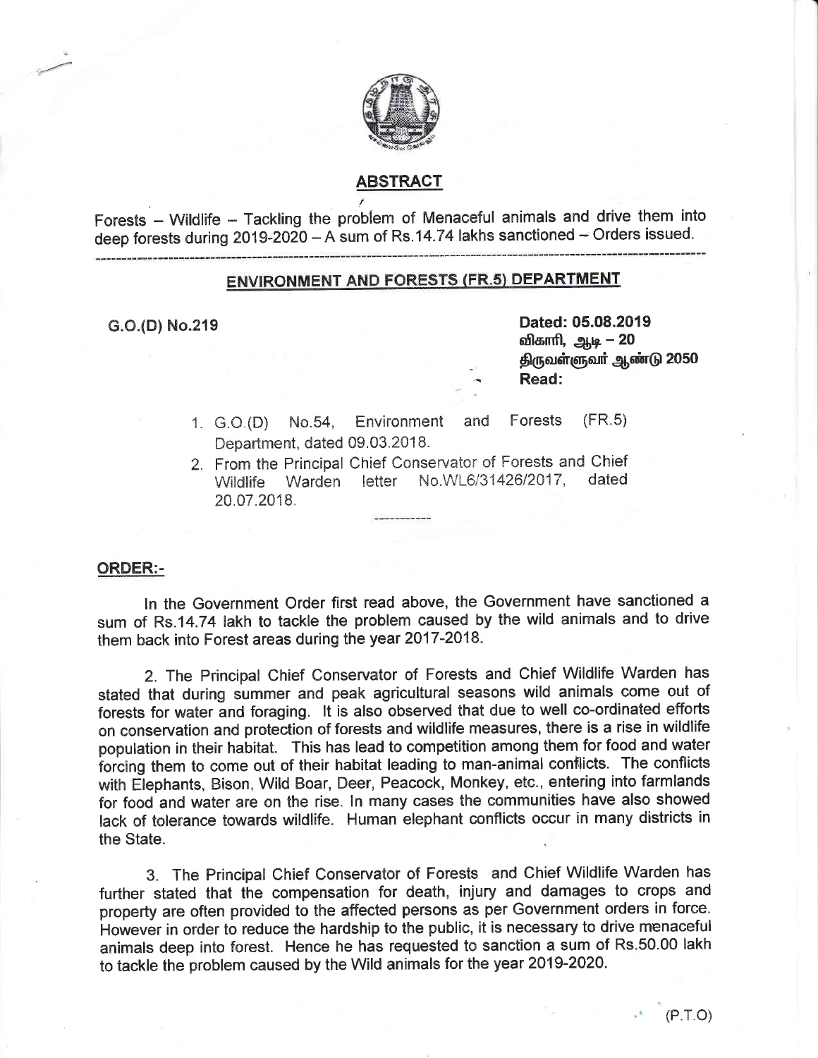## ABSTRACT

Forests – Wildlife – Tackling the problem of Menaceful animals and drive them into deep forests during 2019-2020 – A sum of Rs.14.74 lakhs sanctioned – Orders issued.

---

## ENVIRONMENT AND FORESTS (FR.5) DEPARTMENT

G.O.(D) No.219

Dated: 05.08.2019
விகாரி, ஆடி – 20
திருவள்ளுவர் ஆண்டு 2050
Read:

1. G.O.(D) No.54, Environment and Forests (FR.5) Department, dated 09.03.2018.
2. From the Principal Chief Conservator of Forests and Chief Wildlife Warden letter No.WL6/31426/2017, dated 20.07.2018.

---

**ORDER:-**

In the Government Order first read above, the Government have sanctioned a sum of Rs.14.74 lakh to tackle the problem caused by the wild animals and to drive them back into Forest areas during the year 2017-2018.

2. The Principal Chief Conservator of Forests and Chief Wildlife Warden has stated that during summer and peak agricultural seasons wild animals come out of forests for water and foraging. It is also observed that due to well co-ordinated efforts on conservation and protection of forests and wildlife measures, there is a rise in wildlife population in their habitat. This has lead to competition among them for food and water forcing them to come out of their habitat leading to man-animal conflicts. The conflicts with Elephants, Bison, Wild Boar, Deer, Peacock, Monkey, etc., entering into farmlands for food and water are on the rise. In many cases the communities have also showed lack of tolerance towards wildlife. Human elephant conflicts occur in many districts in the State.

3. The Principal Chief Conservator of Forests and Chief Wildlife Warden has further stated that the compensation for death, injury and damages to crops and property are often provided to the affected persons as per Government orders in force. However in order to reduce the hardship to the public, it is necessary to drive menaceful animals deep into forest. Hence he has requested to sanction a sum of Rs.50.00 lakh to tackle the problem caused by the Wild animals for the year 2019-2020.

(P.T.O)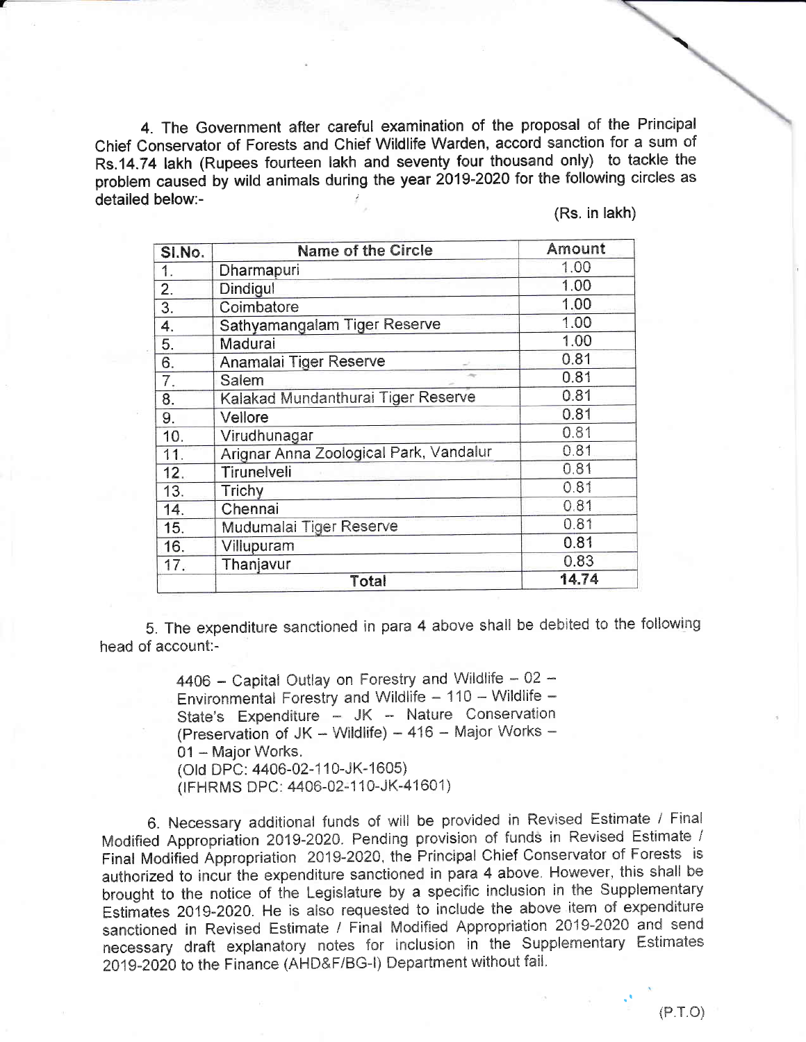4. The Government after careful examination of the proposal of the Principal Chief Conservator of Forests and Chief Wildlife Warden, accord sanction for a sum of Rs.14.74 lakh (Rupees fourteen lakh and seventy four thousand only) to tackle the problem caused by wild animals during the year 2019-2020 for the following circles as detailed below:-

(Rs. in lakh)

| Sl.No. | Name of the Circle | Amount |
|---|---|---|
| 1. | Dharmapuri | 1.00 |
| 2. | Dindigul | 1.00 |
| 3. | Coimbatore | 1.00 |
| 4. | Sathyamangalam Tiger Reserve | 1.00 |
| 5. | Madurai | 1.00 |
| 6. | Anamalai Tiger Reserve | 0.81 |
| 7. | Salem | 0.81 |
| 8. | Kalakad Mundanthurai Tiger Reserve | 0.81 |
| 9. | Vellore | 0.81 |
| 10. | Virudhunagar | 0.81 |
| 11. | Arignar Anna Zoological Park, Vandalur | 0.81 |
| 12. | Tirunelveli | 0.81 |
| 13. | Trichy | 0.81 |
| 14. | Chennai | 0.81 |
| 15. | Mudumalai Tiger Reserve | 0.81 |
| 16. | Villupuram | 0.81 |
| 17. | Thanjavur | 0.83 |
| | **Total** | **14.74** |

5. The expenditure sanctioned in para 4 above shall be debited to the following head of account:-

> 4406 – Capital Outlay on Forestry and Wildlife – 02 – Environmental Forestry and Wildlife – 110 – Wildlife – State's Expenditure – JK – Nature Conservation (Preservation of JK – Wildlife) – 416 – Major Works – 01 – Major Works.
> (Old DPC: 4406-02-110-JK-1605)
> (IFHRMS DPC: 4406-02-110-JK-41601)

6. Necessary additional funds of will be provided in Revised Estimate / Final Modified Appropriation 2019-2020. Pending provision of funds in Revised Estimate / Final Modified Appropriation 2019-2020, the Principal Chief Conservator of Forests is authorized to incur the expenditure sanctioned in para 4 above. However, this shall be brought to the notice of the Legislature by a specific inclusion in the Supplementary Estimates 2019-2020. He is also requested to include the above item of expenditure sanctioned in Revised Estimate / Final Modified Appropriation 2019-2020 and send necessary draft explanatory notes for inclusion in the Supplementary Estimates 2019-2020 to the Finance (AHD&F/BG-I) Department without fail.

(P.T.O)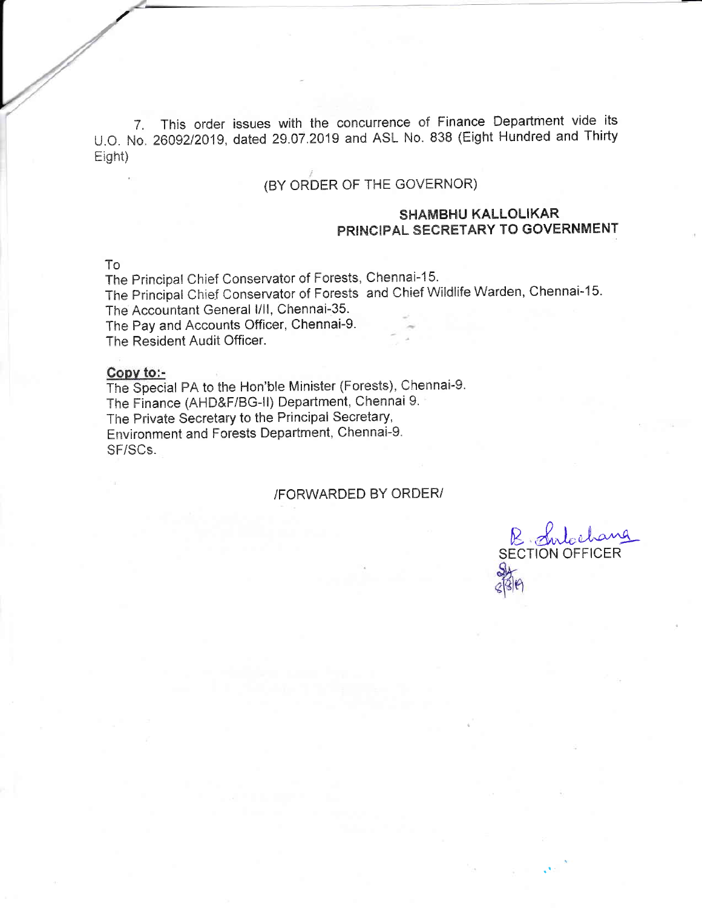7. This order issues with the concurrence of Finance Department vide its U.O. No. 26092/2019, dated 29.07.2019 and ASL No. 838 (Eight Hundred and Thirty Eight)

(BY ORDER OF THE GOVERNOR)

**SHAMBHU KALLOLIKAR**
**PRINCIPAL SECRETARY TO GOVERNMENT**

To
The Principal Chief Conservator of Forests, Chennai-15.
The Principal Chief Conservator of Forests and Chief Wildlife Warden, Chennai-15.
The Accountant General I/II, Chennai-35.
The Pay and Accounts Officer, Chennai-9.
The Resident Audit Officer.

**Copy to:-**
The Special PA to the Hon'ble Minister (Forests), Chennai-9.
The Finance (AHD&F/BG-II) Department, Chennai 9.
The Private Secretary to the Principal Secretary,
Environment and Forests Department, Chennai-9.
SF/SCs.

/FORWARDED BY ORDER/

R. Sulochana
SECTION OFFICER
8/8/19